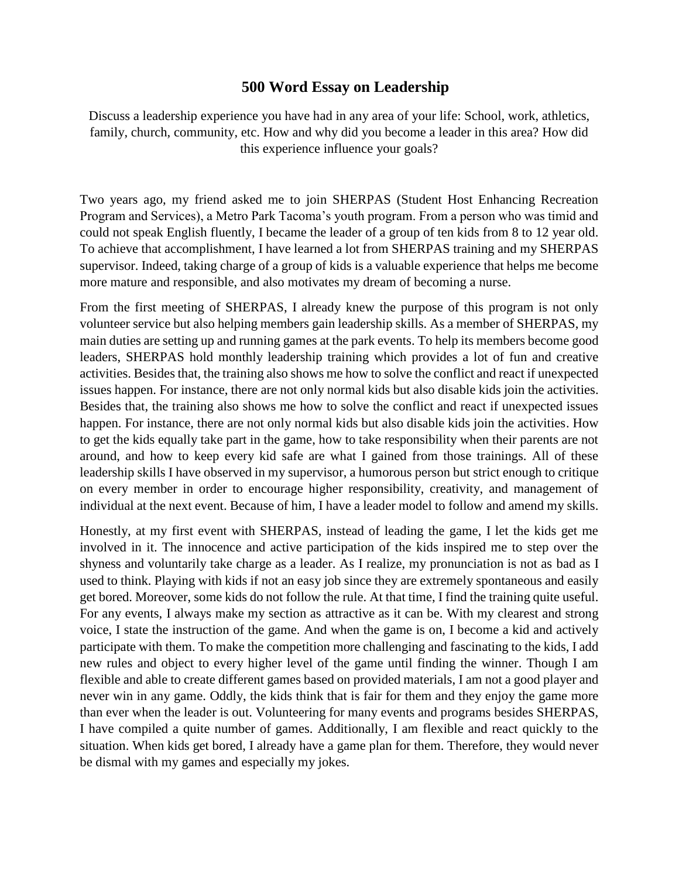# 500 Word Essay on Leadership

Discuss a leadership experience you have had in any area of your life: School, work, athletics, family, church, community, etc. How and why did you become a leader in this area? How did this experience influence your goals?

Two years ago, my friend asked me to join SHERPAS (Student Host Enhancing Recreation Program and Services), a Metro Park Tacoma's youth program. From a person who was timid and could not speak English fluently, I became the leader of a group of ten kids from 8 to 12 year old. To achieve that accomplishment, I have learned a lot from SHERPAS training and my SHERPAS supervisor. Indeed, taking charge of a group of kids is a valuable experience that helps me become more mature and responsible, and also motivates my dream of becoming a nurse.

From the first meeting of SHERPAS, I already knew the purpose of this program is not only volunteer service but also helping members gain leadership skills. As a member of SHERPAS, my main duties are setting up and running games at the park events. To help its members become good leaders, SHERPAS hold monthly leadership training which provides a lot of fun and creative activities. Besides that, the training also shows me how to solve the conflict and react if unexpected issues happen. For instance, there are not only normal kids but also disable kids join the activities. Besides that, the training also shows me how to solve the conflict and react if unexpected issues happen. For instance, there are not only normal kids but also disable kids join the activities. How to get the kids equally take part in the game, how to take responsibility when their parents are not around, and how to keep every kid safe are what I gained from those trainings. All of these leadership skills I have observed in my supervisor, a humorous person but strict enough to critique on every member in order to encourage higher responsibility, creativity, and management of individual at the next event. Because of him, I have a leader model to follow and amend my skills.

Honestly, at my first event with SHERPAS, instead of leading the game, I let the kids get me involved in it. The innocence and active participation of the kids inspired me to step over the shyness and voluntarily take charge as a leader. As I realize, my pronunciation is not as bad as I used to think. Playing with kids if not an easy job since they are extremely spontaneous and easily get bored. Moreover, some kids do not follow the rule. At that time, I find the training quite useful. For any events, I always make my section as attractive as it can be. With my clearest and strong voice, I state the instruction of the game. And when the game is on, I become a kid and actively participate with them. To make the competition more challenging and fascinating to the kids, I add new rules and object to every higher level of the game until finding the winner. Though I am flexible and able to create different games based on provided materials, I am not a good player and never win in any game. Oddly, the kids think that is fair for them and they enjoy the game more than ever when the leader is out. Volunteering for many events and programs besides SHERPAS, I have compiled a quite number of games. Additionally, I am flexible and react quickly to the situation. When kids get bored, I already have a game plan for them. Therefore, they would never be dismal with my games and especially my jokes.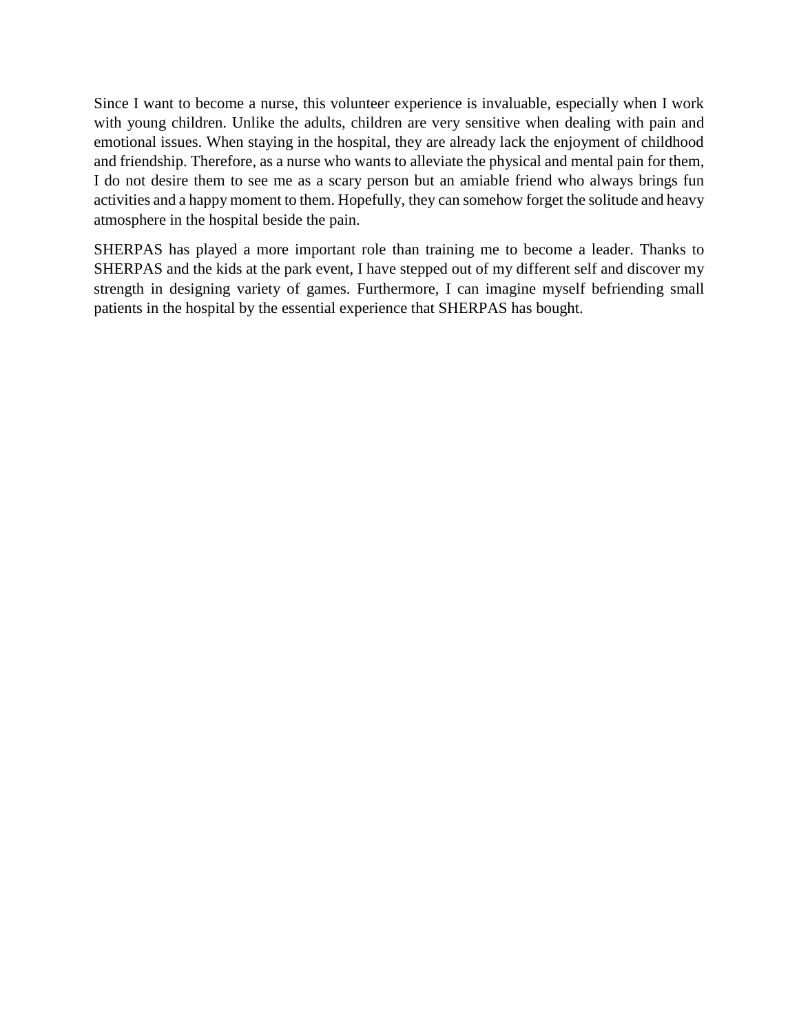Since I want to become a nurse, this volunteer experience is invaluable, especially when I work with young children. Unlike the adults, children are very sensitive when dealing with pain and emotional issues. When staying in the hospital, they are already lack the enjoyment of childhood and friendship. Therefore, as a nurse who wants to alleviate the physical and mental pain for them, I do not desire them to see me as a scary person but an amiable friend who always brings fun activities and a happy moment to them. Hopefully, they can somehow forget the solitude and heavy atmosphere in the hospital beside the pain.

SHERPAS has played a more important role than training me to become a leader. Thanks to SHERPAS and the kids at the park event, I have stepped out of my different self and discover my strength in designing variety of games. Furthermore, I can imagine myself befriending small patients in the hospital by the essential experience that SHERPAS has bought.